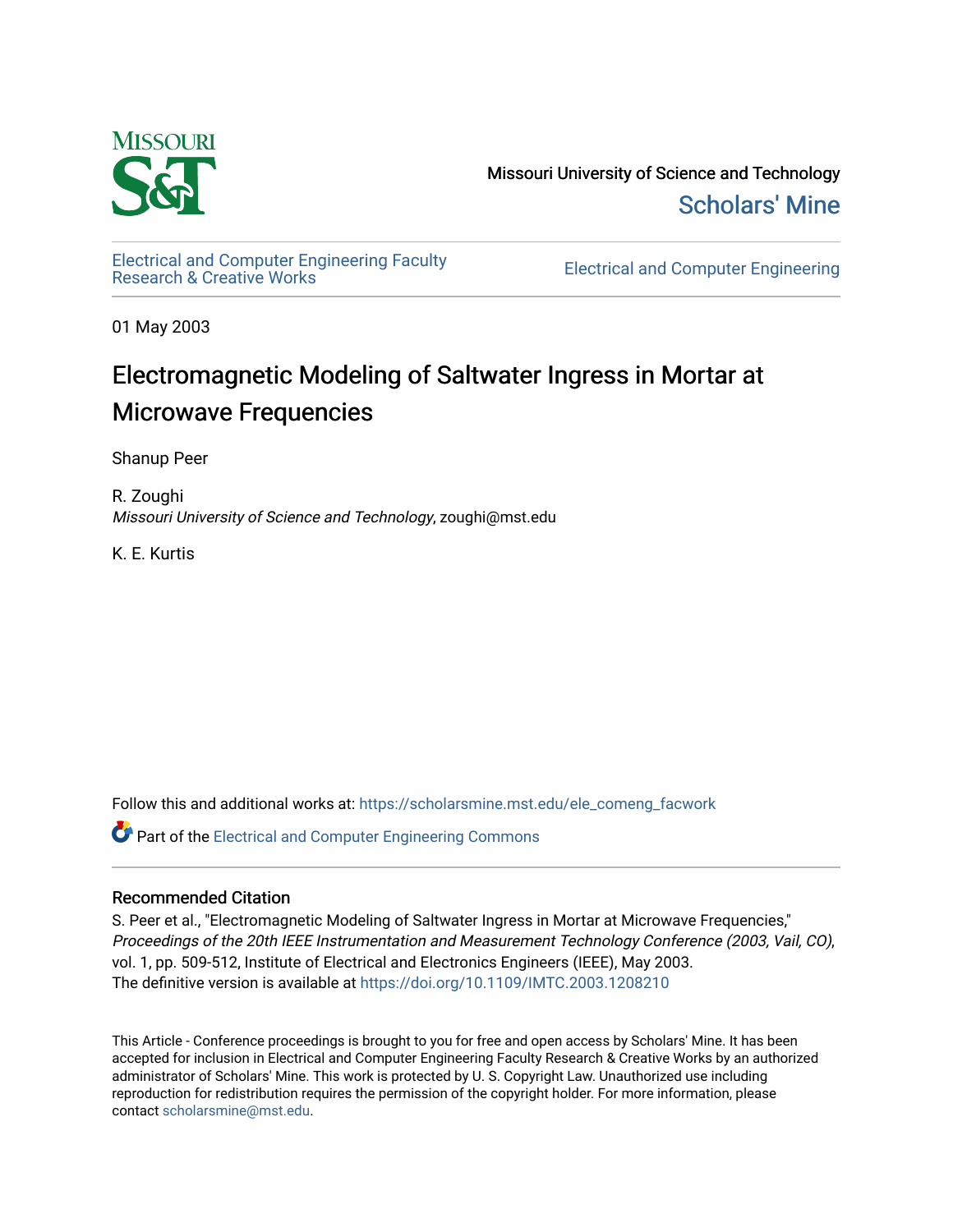Missouri University of Science and Technology

Scholars' Mine

Electrical and Computer Engineering Faculty Research & Creative Works

Electrical and Computer Engineering

01 May 2003

# Electromagnetic Modeling of Saltwater Ingress in Mortar at Microwave Frequencies

Shanup Peer

R. Zoughi
*Missouri University of Science and Technology*, zoughi@mst.edu

K. E. Kurtis

Follow this and additional works at: https://scholarsmine.mst.edu/ele_comeng_facwork

Part of the Electrical and Computer Engineering Commons

## Recommended Citation

S. Peer et al., "Electromagnetic Modeling of Saltwater Ingress in Mortar at Microwave Frequencies," *Proceedings of the 20th IEEE Instrumentation and Measurement Technology Conference (2003, Vail, CO)*, vol. 1, pp. 509-512, Institute of Electrical and Electronics Engineers (IEEE), May 2003.
The definitive version is available at https://doi.org/10.1109/IMTC.2003.1208210

This Article - Conference proceedings is brought to you for free and open access by Scholars' Mine. It has been accepted for inclusion in Electrical and Computer Engineering Faculty Research & Creative Works by an authorized administrator of Scholars' Mine. This work is protected by U. S. Copyright Law. Unauthorized use including reproduction for redistribution requires the permission of the copyright holder. For more information, please contact scholarsmine@mst.edu.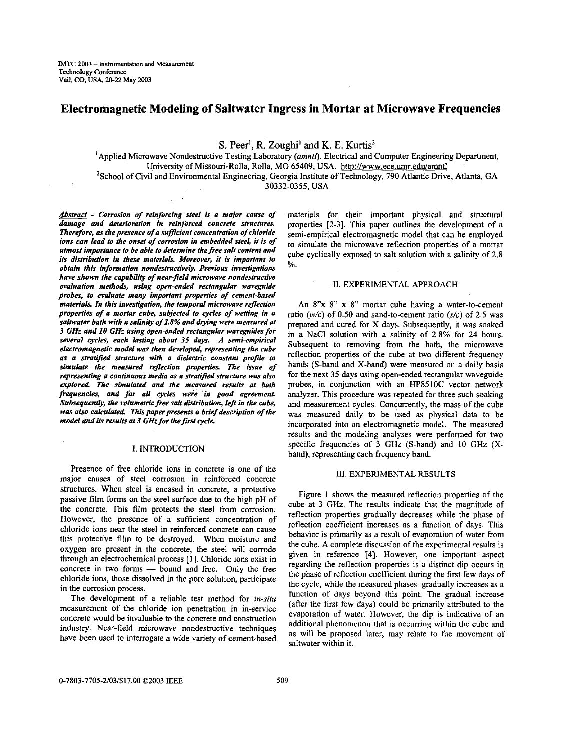IMTC 2003 – Instrumentation and Measurement
Technology Conference
Vail, CO, USA, 20-22 May 2003

# Electromagnetic Modeling of Saltwater Ingress in Mortar at Microwave Frequencies

S. Peer[1], R. Zoughi[1] and K. E. Kurtis[2]

[1]Applied Microwave Nondestructive Testing Laboratory (*amntl*), Electrical and Computer Engineering Department, University of Missouri-Rolla, Rolla, MO 65409, USA. http://www.ece.umr.edu/amntl

[2]School of Civil and Environmental Engineering, Georgia Institute of Technology, 790 Atlantic Drive, Atlanta, GA 30332-0355, USA

***Abstract* - Corrosion of reinforcing steel is a major cause of damage and deterioration in reinforced concrete structures. Therefore, as the presence of a sufficient concentration of chloride ions can lead to the onset of corrosion in embedded steel, it is of utmost importance to be able to determine the free salt content and its distribution in these materials. Moreover, it is important to obtain this information nondestructively. Previous investigations have shown the capability of near-field microwave nondestructive evaluation methods, using open-ended rectangular waveguide probes, to evaluate many important properties of cement-based materials. In this investigation, the temporal microwave reflection properties of a mortar cube, subjected to cycles of wetting in a saltwater bath with a salinity of 2.8% and drying were measured at 3 GHz and 10 GHz using open-ended rectangular waveguides for several cycles, each lasting about 35 days. A semi-empirical electromagnetic model was then developed, representing the cube as a stratified structure with a dielectric constant profile to simulate the measured reflection properties. The issue of representing a continuous media as a stratified structure was also explored. The simulated and the measured results at both frequencies, and for all cycles were in good agreement. Subsequently, the volumetric free salt distribution, left in the cube, was also calculated. This paper presents a brief description of the model and its results at 3 GHz for the first cycle.***

## I. INTRODUCTION

Presence of free chloride ions in concrete is one of the major causes of steel corrosion in reinforced concrete structures. When steel is encased in concrete, a protective passive film forms on the steel surface due to the high pH of the concrete. This film protects the steel from corrosion. However, the presence of a sufficient concentration of chloride ions near the steel in reinforced concrete can cause this protective film to be destroyed. When moisture and oxygen are present in the concrete, the steel will corrode through an electrochemical process [1]. Chloride ions exist in concrete in two forms — bound and free. Only the free chloride ions, those dissolved in the pore solution, participate in the corrosion process.

The development of a reliable test method for *in-situ* measurement of the chloride ion penetration in in-service concrete would be invaluable to the concrete and construction industry. Near-field microwave nondestructive techniques have been used to interrogate a wide variety of cement-based materials for their important physical and structural properties [2-3]. This paper outlines the development of a semi-empirical electromagnetic model that can be employed to simulate the microwave reflection properties of a mortar cube cyclically exposed to salt solution with a salinity of 2.8 %.

## II. EXPERIMENTAL APPROACH

An 8"x 8" x 8" mortar cube having a water-to-cement ratio (*w/c*) of 0.50 and sand-to-cement ratio (*s/c*) of 2.5 was prepared and cured for X days. Subsequently, it was soaked in a NaCl solution with a salinity of 2.8% for 24 hours. Subsequent to removing from the bath, the microwave reflection properties of the cube at two different frequency bands (S-band and X-band) were measured on a daily basis for the next 35 days using open-ended rectangular waveguide probes, in conjunction with an HP8510C vector network analyzer. This procedure was repeated for three such soaking and measurement cycles. Concurrently, the mass of the cube was measured daily to be used as physical data to be incorporated into an electromagnetic model. The measured results and the modeling analyses were performed for two specific frequencies of 3 GHz (S-band) and 10 GHz (X-band), representing each frequency band.

## III. EXPERIMENTAL RESULTS

Figure 1 shows the measured reflection properties of the cube at 3 GHz. The results indicate that the magnitude of reflection properties gradually decreases while the phase of reflection coefficient increases as a function of days. This behavior is primarily as a result of evaporation of water from the cube. A complete discussion of the experimental results is given in reference [4]. However, one important aspect regarding the reflection properties is a distinct dip occurs in the phase of reflection coefficient during the first few days of the cycle, while the measured phases gradually increases as a function of days beyond this point. The gradual increase (after the first few days) could be primarily attributed to the evaporation of water. However, the dip is indicative of an additional phenomenon that is occurring within the cube and as will be proposed later, may relate to the movement of saltwater within it.

0-7803-7705-2/03/$17.00 ©2003 IEEE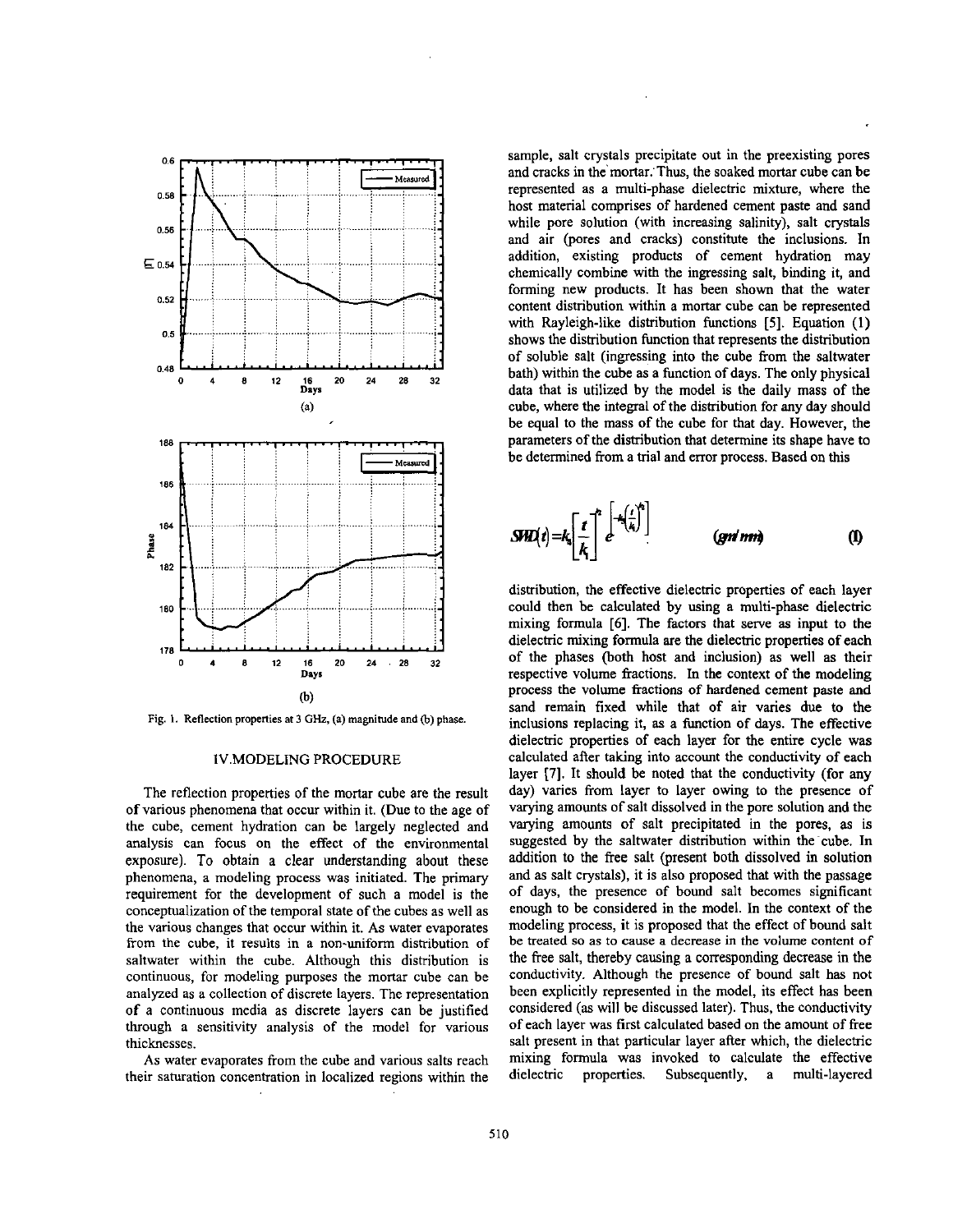Fig. 1. Reflection properties at 3 GHz, (a) magnitude and (b) phase.

## IV. MODELING PROCEDURE

The reflection properties of the mortar cube are the result of various phenomena that occur within it. (Due to the age of the cube, cement hydration can be largely neglected and analysis can focus on the effect of the environmental exposure). To obtain a clear understanding about these phenomena, a modeling process was initiated. The primary requirement for the development of such a model is the conceptualization of the temporal state of the cubes as well as the various changes that occur within it. As water evaporates from the cube, it results in a non-uniform distribution of saltwater within the cube. Although this distribution is continuous, for modeling purposes the mortar cube can be analyzed as a collection of discrete layers. The representation of a continuous media as discrete layers can be justified through a sensitivity analysis of the model for various thicknesses.

As water evaporates from the cube and various salts reach their saturation concentration in localized regions within the sample, salt crystals precipitate out in the preexisting pores and cracks in the mortar. Thus, the soaked mortar cube can be represented as a multi-phase dielectric mixture, where the host material comprises of hardened cement paste and sand while pore solution (with increasing salinity), salt crystals and air (pores and cracks) constitute the inclusions. In addition, existing products of cement hydration may chemically combine with the ingressing salt, binding it, and forming new products. It has been shown that the water content distribution within a mortar cube can be represented with Rayleigh-like distribution functions [5]. Equation (1) shows the distribution function that represents the distribution of soluble salt (ingressing into the cube from the saltwater bath) within the cube as a function of days. The only physical data that is utilized by the model is the daily mass of the cube, where the integral of the distribution for any day should be equal to the mass of the cube for that day. However, the parameters of the distribution that determine its shape have to be determined from a trial and error process. Based on this

$$SWD(t)=k_3\left[\frac{t}{k_1}\right]^{k_2} e^{\left[-k_4\left(\frac{t}{k_1}\right)^{k_2}\right]} \qquad (gm/mm) \qquad (1)$$

distribution, the effective dielectric properties of each layer could then be calculated by using a multi-phase dielectric mixing formula [6]. The factors that serve as input to the dielectric mixing formula are the dielectric properties of each of the phases (both host and inclusion) as well as their respective volume fractions. In the context of the modeling process the volume fractions of hardened cement paste and sand remain fixed while that of air varies due to the inclusions replacing it, as a function of days. The effective dielectric properties of each layer for the entire cycle was calculated after taking into account the conductivity of each layer [7]. It should be noted that the conductivity (for any day) varies from layer to layer owing to the presence of varying amounts of salt dissolved in the pore solution and the varying amounts of salt precipitated in the pores, as is suggested by the saltwater distribution within the cube. In addition to the free salt (present both dissolved in solution and as salt crystals), it is also proposed that with the passage of days, the presence of bound salt becomes significant enough to be considered in the model. In the context of the modeling process, it is proposed that the effect of bound salt be treated so as to cause a decrease in the volume content of the free salt, thereby causing a corresponding decrease in the conductivity. Although the presence of bound salt has not been explicitly represented in the model, its effect has been considered (as will be discussed later). Thus, the conductivity of each layer was first calculated based on the amount of free salt present in that particular layer after which, the dielectric mixing formula was invoked to calculate the effective dielectric properties. Subsequently, a multi-layered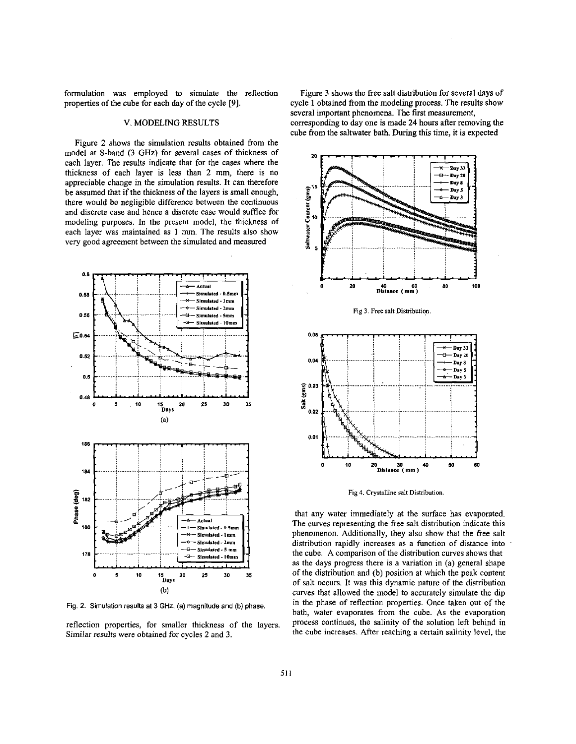formulation was employed to simulate the reflection properties of the cube for each day of the cycle [9].

## V. MODELING RESULTS

Figure 2 shows the simulation results obtained from the model at S-band (3 GHz) for several cases of thickness of each layer. The results indicate that for the cases where the thickness of each layer is less than 2 mm, there is no appreciable change in the simulation results. It can therefore be assumed that if the thickness of the layers is small enough, there would be negligible difference between the continuous and discrete case and hence a discrete case would suffice for modeling purposes. In the present model, the thickness of each layer was maintained as 1 mm. The results also show very good agreement between the simulated and measured reflection properties, for smaller thickness of the layers. Similar results were obtained for cycles 2 and 3.

Fig. 2. Simulation results at 3 GHz, (a) magnitude and (b) phase.

Figure 3 shows the free salt distribution for several days of cycle 1 obtained from the modeling process. The results show several important phenomena. The first measurement, corresponding to day one is made 24 hours after removing the cube from the saltwater bath. During this time, it is expected that any water immediately at the surface has evaporated. The curves representing the free salt distribution indicate this phenomenon. Additionally, they also show that the free salt distribution rapidly increases as a function of distance into the cube. A comparison of the distribution curves shows that as the days progress there is a variation in (a) general shape of the distribution and (b) position at which the peak content of salt occurs. It was this dynamic nature of the distribution curves that allowed the model to accurately simulate the dip in the phase of reflection properties. Once taken out of the bath, water evaporates from the cube. As the evaporation process continues, the salinity of the solution left behind in the cube increases. After reaching a certain salinity level, the

Fig 3. Free salt Distribution.

Fig 4. Crystalline salt Distribution.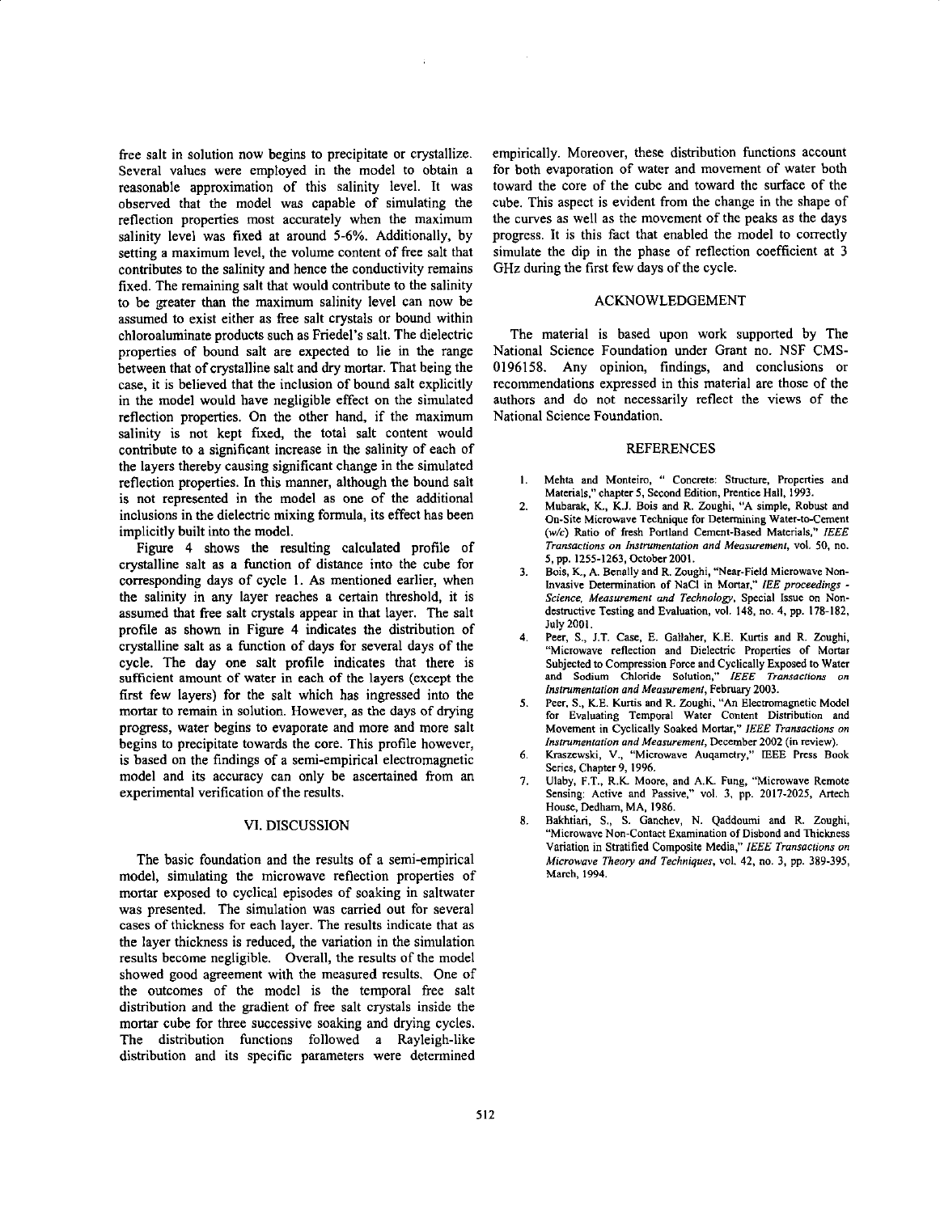free salt in solution now begins to precipitate or crystallize. Several values were employed in the model to obtain a reasonable approximation of this salinity level. It was observed that the model was capable of simulating the reflection properties most accurately when the maximum salinity level was fixed at around 5-6%. Additionally, by setting a maximum level, the volume content of free salt that contributes to the salinity and hence the conductivity remains fixed. The remaining salt that would contribute to the salinity to be greater than the maximum salinity level can now be assumed to exist either as free salt crystals or bound within chloroaluminate products such as Friedel's salt. The dielectric properties of bound salt are expected to lie in the range between that of crystalline salt and dry mortar. That being the case, it is believed that the inclusion of bound salt explicitly in the model would have negligible effect on the simulated reflection properties. On the other hand, if the maximum salinity is not kept fixed, the total salt content would contribute to a significant increase in the salinity of each of the layers thereby causing significant change in the simulated reflection properties. In this manner, although the bound salt is not represented in the model as one of the additional inclusions in the dielectric mixing formula, its effect has been implicitly built into the model.

Figure 4 shows the resulting calculated profile of crystalline salt as a function of distance into the cube for corresponding days of cycle 1. As mentioned earlier, when the salinity in any layer reaches a certain threshold, it is assumed that free salt crystals appear in that layer. The salt profile as shown in Figure 4 indicates the distribution of crystalline salt as a function of days for several days of the cycle. The day one salt profile indicates that there is sufficient amount of water in each of the layers (except the first few layers) for the salt which has ingressed into the mortar to remain in solution. However, as the days of drying progress, water begins to evaporate and more and more salt begins to precipitate towards the core. This profile however, is based on the findings of a semi-empirical electromagnetic model and its accuracy can only be ascertained from an experimental verification of the results.

## VI. DISCUSSION

The basic foundation and the results of a semi-empirical model, simulating the microwave reflection properties of mortar exposed to cyclical episodes of soaking in saltwater was presented. The simulation was carried out for several cases of thickness for each layer. The results indicate that as the layer thickness is reduced, the variation in the simulation results become negligible. Overall, the results of the model showed good agreement with the measured results. One of the outcomes of the model is the temporal free salt distribution and the gradient of free salt crystals inside the mortar cube for three successive soaking and drying cycles. The distribution functions followed a Rayleigh-like distribution and its specific parameters were determined empirically. Moreover, these distribution functions account for both evaporation of water and movement of water both toward the core of the cube and toward the surface of the cube. This aspect is evident from the change in the shape of the curves as well as the movement of the peaks as the days progress. It is this fact that enabled the model to correctly simulate the dip in the phase of reflection coefficient at 3 GHz during the first few days of the cycle.

## ACKNOWLEDGEMENT

The material is based upon work supported by The National Science Foundation under Grant no. NSF CMS-0196158. Any opinion, findings, and conclusions or recommendations expressed in this material are those of the authors and do not necessarily reflect the views of the National Science Foundation.

## REFERENCES

1. Mehta and Monteiro, " Concrete: Structure, Properties and Materials," chapter 5, Second Edition, Prentice Hall, 1993.
2. Mubarak, K., K.J. Bois and R. Zoughi, "A simple, Robust and On-Site Microwave Technique for Determining Water-to-Cement (w/c) Ratio of fresh Portland Cement-Based Materials," *IEEE Transactions on Instrumentation and Measurement*, vol. 50, no. 5, pp. 1255-1263, October 2001.
3. Bois, K., A. Benally and R. Zoughi, "Near-Field Microwave Non-Invasive Determination of NaCl in Mortar," *IEE proceedings - Science, Measurement and Technology*, Special Issue on Non-destructive Testing and Evaluation, vol. 148, no. 4, pp. 178-182, July 2001.
4. Peer, S., J.T. Case, E. Gallaher, K.E. Kurtis and R. Zoughi, "Microwave reflection and Dielectric Properties of Mortar Subjected to Compression Force and Cyclically Exposed to Water and Sodium Chloride Solution," *IEEE Transactions on Instrumentation and Measurement*, February 2003.
5. Peer, S., K.E. Kurtis and R. Zoughi, "An Electromagnetic Model for Evaluating Temporal Water Content Distribution and Movement in Cyclically Soaked Mortar," *IEEE Transactions on Instrumentation and Measurement*, December 2002 (in review).
6. Kraszewski, V., "Microwave Auqametry," IEEE Press Book Series, Chapter 9, 1996.
7. Ulaby, F.T., R.K. Moore, and A.K. Fung, "Microwave Remote Sensing: Active and Passive," vol. 3, pp. 2017-2025, Artech House, Dedham, MA, 1986.
8. Bakhtiari, S., S. Ganchev, N. Qaddoumi and R. Zoughi, "Microwave Non-Contact Examination of Disbond and Thickness Variation in Stratified Composite Media," *IEEE Transactions on Microwave Theory and Techniques*, vol. 42, no. 3, pp. 389-395, March, 1994.